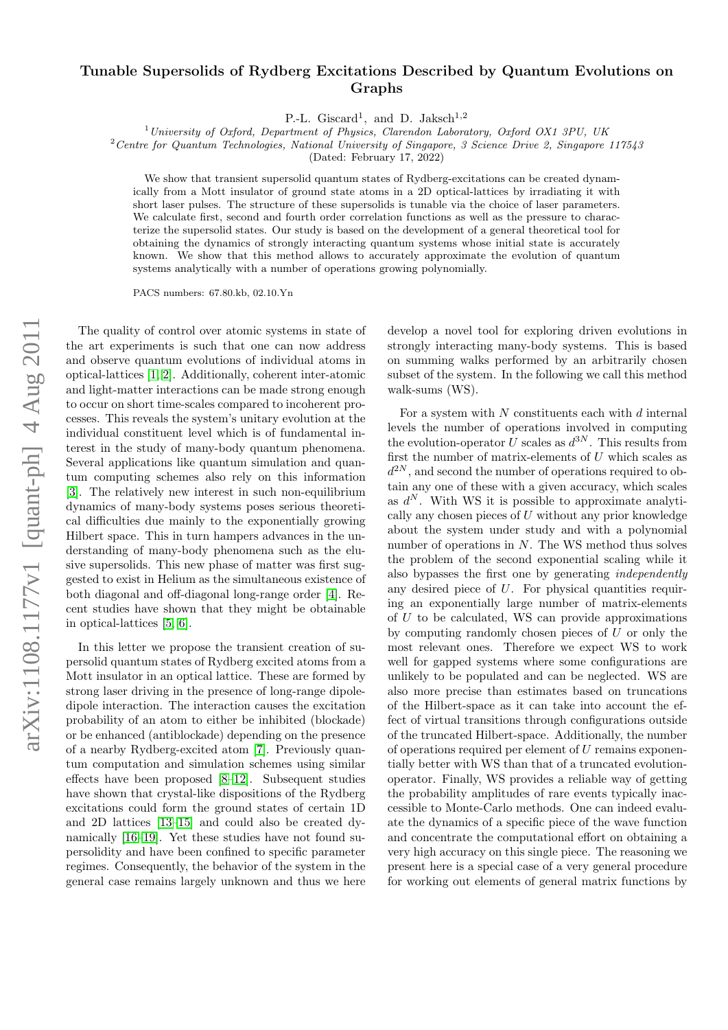# Tunable Supersolids of Rydberg Excitations Described by Quantum Evolutions on Graphs

P.-L. Giscard[1], and D. Jaksch[1,2]

[1] *University of Oxford, Department of Physics, Clarendon Laboratory, Oxford OX1 3PU, UK*
[2] *Centre for Quantum Technologies, National University of Singapore, 3 Science Drive 2, Singapore 117543*

(Dated: February 17, 2022)

We show that transient supersolid quantum states of Rydberg-excitations can be created dynamically from a Mott insulator of ground state atoms in a 2D optical-lattices by irradiating it with short laser pulses. The structure of these supersolids is tunable via the choice of laser parameters. We calculate first, second and fourth order correlation functions as well as the pressure to characterize the supersolid states. Our study is based on the development of a general theoretical tool for obtaining the dynamics of strongly interacting quantum systems whose initial state is accurately known. We show that this method allows to accurately approximate the evolution of quantum systems analytically with a number of operations growing polynomially.

PACS numbers: 67.80.kb, 02.10.Yn

The quality of control over atomic systems in state of the art experiments is such that one can now address and observe quantum evolutions of individual atoms in optical-lattices [1, 2]. Additionally, coherent inter-atomic and light-matter interactions can be made strong enough to occur on short time-scales compared to incoherent processes. This reveals the system's unitary evolution at the individual constituent level which is of fundamental interest in the study of many-body quantum phenomena. Several applications like quantum simulation and quantum computing schemes also rely on this information [3]. The relatively new interest in such non-equilibrium dynamics of many-body systems poses serious theoretical difficulties due mainly to the exponentially growing Hilbert space. This in turn hampers advances in the understanding of many-body phenomena such as the elusive supersolids. This new phase of matter was first suggested to exist in Helium as the simultaneous existence of both diagonal and off-diagonal long-range order [4]. Recent studies have shown that they might be obtainable in optical-lattices [5, 6].

In this letter we propose the transient creation of supersolid quantum states of Rydberg excited atoms from a Mott insulator in an optical lattice. These are formed by strong laser driving in the presence of long-range dipole-dipole interaction. The interaction causes the excitation probability of an atom to either be inhibited (blockade) or be enhanced (antiblockade) depending on the presence of a nearby Rydberg-excited atom [7]. Previously quantum computation and simulation schemes using similar effects have been proposed [8–12]. Subsequent studies have shown that crystal-like dispositions of the Rydberg excitations could form the ground states of certain 1D and 2D lattices [13–15] and could also be created dynamically [16–19]. Yet these studies have not found supersolidity and have been confined to specific parameter regimes. Consequently, the behavior of the system in the general case remains largely unknown and thus we here develop a novel tool for exploring driven evolutions in strongly interacting many-body systems. This is based on summing walks performed by an arbitrarily chosen subset of the system. In the following we call this method walk-sums (WS).

For a system with $N$ constituents each with $d$ internal levels the number of operations involved in computing the evolution-operator $U$ scales as $d^{3N}$. This results from first the number of matrix-elements of $U$ which scales as $d^{2N}$, and second the number of operations required to obtain any one of these with a given accuracy, which scales as $d^N$. With WS it is possible to approximate analytically any chosen pieces of $U$ without any prior knowledge about the system under study and with a polynomial number of operations in $N$. The WS method thus solves the problem of the second exponential scaling while it also bypasses the first one by generating *independently* any desired piece of $U$. For physical quantities requiring an exponentially large number of matrix-elements of $U$ to be calculated, WS can provide approximations by computing randomly chosen pieces of $U$ or only the most relevant ones. Therefore we expect WS to work well for gapped systems where some configurations are unlikely to be populated and can be neglected. WS are also more precise than estimates based on truncations of the Hilbert-space as it can take into account the effect of virtual transitions through configurations outside of the truncated Hilbert-space. Additionally, the number of operations required per element of $U$ remains exponentially better with WS than that of a truncated evolution-operator. Finally, WS provides a reliable way of getting the probability amplitudes of rare events typically inaccessible to Monte-Carlo methods. One can indeed evaluate the dynamics of a specific piece of the wave function and concentrate the computational effort on obtaining a very high accuracy on this single piece. The reasoning we present here is a special case of a very general procedure for working out elements of general matrix functions by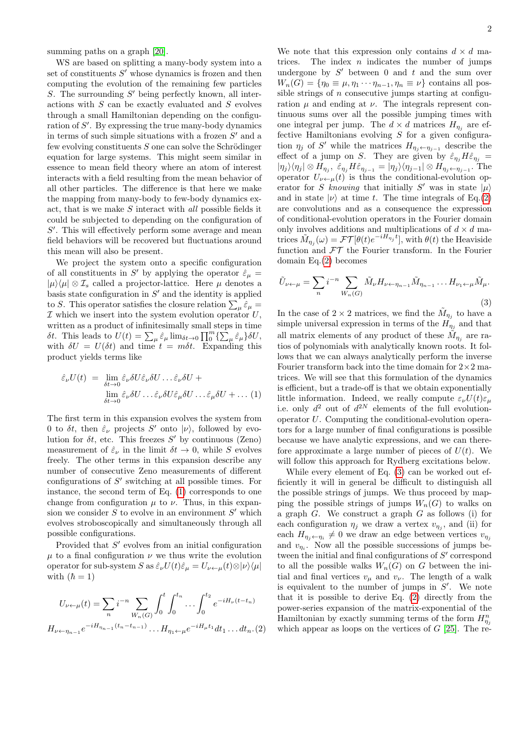summing paths on a graph [20].

WS are based on splitting a many-body system into a set of constituents $S'$ whose dynamics is frozen and then computing the evolution of the remaining few particles $S$. The surrounding $S'$ being perfectly known, all interactions with $S$ can be exactly evaluated and $S$ evolves through a small Hamiltonian depending on the configuration of $S'$. By expressing the true many-body dynamics in terms of such simple situations with a frozen $S'$ and a few evolving constituents $S$ one can solve the Schrödinger equation for large systems. This might seem similar in essence to mean field theory where an atom of interest interacts with a field resulting from the mean behavior of all other particles. The difference is that here we make the mapping from many-body to few-body dynamics exact, that is we make $S$ interact with *all* possible fields it could be subjected to depending on the configuration of $S'$. This will effectively perform some average and mean field behaviors will be recovered but fluctuations around this mean will also be present.

We project the system onto a specific configuration of all constituents in $S'$ by applying the operator $\hat{\varepsilon}_\mu = |\mu\rangle\langle\mu| \otimes \mathcal{I}_s$ called a projector-lattice. Here $\mu$ denotes a basis state configuration in $S'$ and the identity is applied to $S$. This operator satisfies the closure relation $\sum_\mu \hat{\varepsilon}_\mu = \mathcal{I}$ which we insert into the system evolution operator $U$, written as a product of infinitesimally small steps in time $\delta t$. This leads to $U(t) = \sum_\mu \hat{\varepsilon}_\mu \lim_{\delta t\to 0} \prod_0^m \{\sum_\mu \hat{\varepsilon}_\mu\}\delta U$, with $\delta U = U(\delta t)$ and time $t = m\delta t$. Expanding this product yields terms like

$$
\begin{aligned}
\hat{\varepsilon}_\nu U(t) \;=\; & \lim_{\delta t\to 0} \hat{\varepsilon}_\nu \delta U \hat{\varepsilon}_\nu \delta U \ldots \hat{\varepsilon}_\nu \delta U \;+ \\
& \lim_{\delta t\to 0} \hat{\varepsilon}_\nu \delta U \ldots \hat{\varepsilon}_\nu \delta U \hat{\varepsilon}_\mu \delta U \ldots \hat{\varepsilon}_\mu \delta U + \ldots \quad (1)
\end{aligned}
$$

The first term in this expansion evolves the system from 0 to $\delta t$, then $\hat{\varepsilon}_\nu$ projects $S'$ onto $|\nu\rangle$, followed by evolution for $\delta t$, etc. This freezes $S'$ by continuous (Zeno) measurement of $\hat{\varepsilon}_\nu$ in the limit $\delta t \to 0$, while $S$ evolves freely. The other terms in this expansion describe any number of consecutive Zeno measurements of different configurations of $S'$ switching at all possible times. For instance, the second term of Eq. (1) corresponds to one change from configuration $\mu$ to $\nu$. Thus, in this expansion we consider $S$ to evolve in an environment $S'$ which evolves stroboscopically and simultaneously through all possible configurations.

Provided that $S'$ evolves from an initial configuration $\mu$ to a final configuration $\nu$ we thus write the evolution operator for sub-system $S$ as $\hat{\varepsilon}_\nu U(t)\hat{\varepsilon}_\mu = U_{\nu\leftarrow\mu}(t)\otimes|\nu\rangle\langle\mu|$ with ($\hbar = 1$)

$$
\begin{aligned}
U_{\nu\leftarrow\mu}(t) = \sum_n i^{-n} \sum_{W_n(G)} \int_0^t \int_0^{t_n} \ldots \int_0^{t_2} e^{-iH_\nu(t-t_n)} \\
H_{\nu\leftarrow\eta_{n-1}} e^{-iH_{\eta_{n-1}}(t_n-t_{n-1})} \ldots H_{\eta_1\leftarrow\mu} e^{-iH_\mu t_1} dt_1 \ldots dt_n. \quad (2)
\end{aligned}
$$

We note that this expression only contains $d\times d$ matrices. The index $n$ indicates the number of jumps undergone by $S'$ between 0 and $t$ and the sum over $W_n(G) = \{\eta_0 \equiv \mu, \eta_1 \cdots \eta_{n-1}, \eta_n \equiv \nu\}$ contains all possible strings of $n$ consecutive jumps starting at configuration $\mu$ and ending at $\nu$. The integrals represent continuous sums over all the possible jumping times with one integral per jump. The $d\times d$ matrices $H_{\eta_j}$ are effective Hamiltonians evolving $S$ for a given configuration $\eta_j$ of $S'$ while the matrices $H_{\eta_j\leftarrow\eta_{j-1}}$ describe the effect of a jump on $S$. They are given by $\hat{\varepsilon}_{\eta_j} H \hat{\varepsilon}_{\eta_j} = |\eta_j\rangle\langle\eta_j| \otimes H_{\eta_j}$, $\hat{\varepsilon}_{\eta_j} H \hat{\varepsilon}_{\eta_{j-1}} = |\eta_j\rangle\langle\eta_{j-1}| \otimes H_{\eta_j\leftarrow\eta_{j-1}}$. The operator $U_{\nu\leftarrow\mu}(t)$ is thus the conditional-evolution operator for $S$ *knowing* that initially $S'$ was in state $|\mu\rangle$ and in state $|\nu\rangle$ at time $t$. The time integrals of Eq.(2) are convolutions and as a consequence the expression of conditional-evolution operators in the Fourier domain only involves additions and multiplications of $d\times d$ matrices $\tilde{M}_{\eta_j}(\omega) = \mathcal{FT}[\theta(t)e^{-iH_{\eta_j}t}]$, with $\theta(t)$ the Heaviside function and $\mathcal{FT}$ the Fourier transform. In the Fourier domain Eq.(2) becomes

$$
\tilde{U}_{\nu\leftarrow\mu} = \sum_n i^{-n} \sum_{W_n(G)} \tilde{M}_\nu H_{\nu\leftarrow\eta_{n-1}} \tilde{M}_{\eta_{n-1}} \ldots H_{\nu_1\leftarrow\mu} \tilde{M}_\mu. \quad (3)
$$

In the case of $2\times 2$ matrices, we find the $\tilde{M}_{\eta_j}$ to have a simple universal expression in terms of the $H_{\eta_j}$ and that all matrix elements of any product of these $\tilde{M}_{\eta_j}$ are ratios of polynomials with analytically known roots. It follows that we can always analytically perform the inverse Fourier transform back into the time domain for $2\times 2$ matrices. We will see that this formulation of the dynamics is efficient, but a trade-off is that we obtain exponentially little information. Indeed, we really compute $\varepsilon_\nu U(t)\varepsilon_\mu$ i.e. only $d^2$ out of $d^{2N}$ elements of the full evolution-operator $U$. Computing the conditional-evolution operators for a large number of final configurations is possible because we have analytic expressions, and we can therefore approximate a large number of pieces of $U(t)$. We will follow this approach for Rydberg excitations below.

While every element of Eq. (3) can be worked out efficiently it will in general be difficult to distinguish all the possible strings of jumps. We thus proceed by mapping the possible strings of jumps $W_n(G)$ to walks on a graph $G$. We construct a graph $G$ as follows (i) for each configuration $\eta_j$ we draw a vertex $v_{\eta_j}$, and (ii) for each $H_{\eta_j\leftarrow\eta_i} \neq 0$ we draw an edge between vertices $v_{\eta_j}$ and $v_{\eta_i}$. Now all the possible successions of jumps between the initial and final configurations of $S'$ correspond to all the possible walks $W_n(G)$ on $G$ between the initial and final vertices $v_\mu$ and $v_\nu$. The length of a walk is equivalent to the number of jumps in $S'$. We note that it is possible to derive Eq. (2) directly from the power-series expansion of the matrix-exponential of the Hamiltonian by exactly summing terms of the form $H_{\eta_j}^n$ which appear as loops on the vertices of $G$ [25]. The re-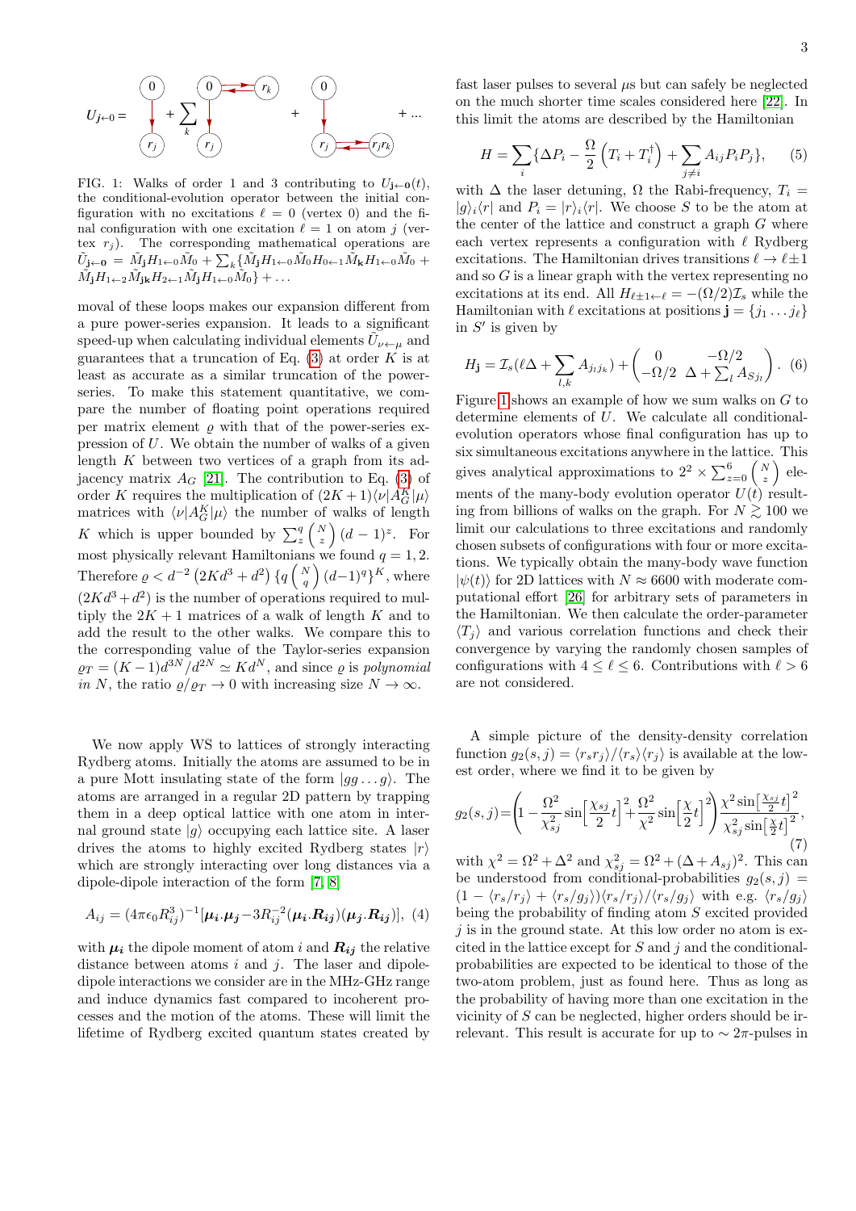$U_{\mathbf{j}\leftarrow 0} =$ [diagram] $+ \sum_k$ [diagram] $+$ [diagram] $+ \ldots$

FIG. 1: Walks of order 1 and 3 contributing to $U_{\mathbf{j}\leftarrow\mathbf{0}}(t)$, the conditional-evolution operator between the initial configuration with no excitations $\ell = 0$ (vertex 0) and the final configuration with one excitation $\ell = 1$ on atom $j$ (vertex $r_j$). The corresponding mathematical operations are $\tilde{U}_{\mathbf{j}\leftarrow\mathbf{0}} = \tilde{M}_{\mathbf{j}} H_{1\leftarrow 0}\tilde{M}_0 + \sum_k \{\tilde{M}_{\mathbf{j}} H_{1\leftarrow 0}\tilde{M}_0 H_{0\leftarrow 1}\tilde{M}_{\mathbf{k}} H_{1\leftarrow 0}\tilde{M}_0 + \tilde{M}_{\mathbf{j}} H_{1\leftarrow 2}\tilde{M}_{\mathbf{jk}} H_{2\leftarrow 1}\tilde{M}_{\mathbf{j}} H_{1\leftarrow 0}\tilde{M}_0\} + \ldots$

moval of these loops makes our expansion different from a pure power-series expansion. It leads to a significant speed-up when calculating individual elements $\tilde{U}_{\nu\leftarrow\mu}$ and guarantees that a truncation of Eq. (3) at order $K$ is at least as accurate as a similar truncation of the power-series. To make this statement quantitative, we compare the number of floating point operations required per matrix element $\varrho$ with that of the power-series expression of $U$. We obtain the number of walks of a given length $K$ between two vertices of a graph from its adjacency matrix $A_G$ [21]. The contribution to Eq. (3) of order $K$ requires the multiplication of $(2K+1)\langle\nu|A_G^K|\mu\rangle$ matrices with $\langle\nu|A_G^K|\mu\rangle$ the number of walks of length $K$ which is upper bounded by $\sum_z^q \binom{N}{z}(d-1)^z$. For most physically relevant Hamiltonians we found $q = 1, 2$. Therefore $\varrho < d^{-2}\left(2Kd^3 + d^2\right)\{q\binom{N}{q}(d-1)^q\}^K$, where $(2Kd^3 + d^2)$ is the number of operations required to multiply the $2K+1$ matrices of a walk of length $K$ and to add the result to the other walks. We compare this to the corresponding value of the Taylor-series expansion $\varrho_T = (K-1)d^{3N}/d^{2N} \simeq Kd^N$, and since $\varrho$ is *polynomial in* $N$, the ratio $\varrho/\varrho_T \to 0$ with increasing size $N \to \infty$.

We now apply WS to lattices of strongly interacting Rydberg atoms. Initially the atoms are assumed to be in a pure Mott insulating state of the form $|gg\ldots g\rangle$. The atoms are arranged in a regular 2D pattern by trapping them in a deep optical lattice with one atom in internal ground state $|g\rangle$ occupying each lattice site. A laser drives the atoms to highly excited Rydberg states $|r\rangle$ which are strongly interacting over long distances via a dipole-dipole interaction of the form [7, 8]

$$A_{ij} = (4\pi\epsilon_0 R_{ij}^3)^{-1}[\boldsymbol{\mu_i}.\boldsymbol{\mu_j} - 3R_{ij}^{-2}(\boldsymbol{\mu_i}.\boldsymbol{R_{ij}})(\boldsymbol{\mu_j}.\boldsymbol{R_{ij}})], \quad (4)$$

with $\boldsymbol{\mu_i}$ the dipole moment of atom $i$ and $\boldsymbol{R_{ij}}$ the relative distance between atoms $i$ and $j$. The laser and dipole-dipole interactions we consider are in the MHz-GHz range and induce dynamics fast compared to incoherent processes and the motion of the atoms. These will limit the lifetime of Rydberg excited quantum states created by fast laser pulses to several $\mu$s but can safely be neglected on the much shorter time scales considered here [22]. In this limit the atoms are described by the Hamiltonian

$$H = \sum_i \{\Delta P_i - \frac{\Omega}{2}\left(T_i + T_i^\dagger\right) + \sum_{j\neq i} A_{ij}P_iP_j\}, \quad (5)$$

with $\Delta$ the laser detuning, $\Omega$ the Rabi-frequency, $T_i = |g\rangle_i\langle r|$ and $P_i = |r\rangle_i\langle r|$. We choose $S$ to be the atom at the center of the lattice and construct a graph $G$ where each vertex represents a configuration with $\ell$ Rydberg excitations. The Hamiltonian drives transitions $\ell \to \ell\pm1$ and so $G$ is a linear graph with the vertex representing no excitations at its end. All $H_{\ell\pm1\leftarrow\ell} = -(\Omega/2)\mathcal{I}_s$ while the Hamiltonian with $\ell$ excitations at positions $\mathbf{j} = \{j_1 \ldots j_\ell\}$ in $S'$ is given by

$$H_{\mathbf{j}} = \mathcal{I}_s(\ell\Delta + \sum_{l,k} A_{j_l j_k}) + \begin{pmatrix} 0 & -\Omega/2 \\ -\Omega/2 & \Delta + \sum_l A_{Sj_l} \end{pmatrix}. \quad (6)$$

Figure 1 shows an example of how we sum walks on $G$ to determine elements of $U$. We calculate all conditional-evolution operators whose final configuration has up to six simultaneous excitations anywhere in the lattice. This gives analytical approximations to $2^2 \times \sum_{z=0}^6 \binom{N}{z}$ elements of the many-body evolution operator $U(t)$ resulting from billions of walks on the graph. For $N \gtrsim 100$ we limit our calculations to three excitations and randomly chosen subsets of configurations with four or more excitations. We typically obtain the many-body wave function $|\psi(t)\rangle$ for 2D lattices with $N \approx 6600$ with moderate computational effort [26] for arbitrary sets of parameters in the Hamiltonian. We then calculate the order-parameter $\langle T_j\rangle$ and various correlation functions and check their convergence by varying the randomly chosen samples of configurations with $4 \le \ell \le 6$. Contributions with $\ell > 6$ are not considered.

A simple picture of the density-density correlation function $g_2(s,j) = \langle r_s r_j\rangle/\langle r_s\rangle\langle r_j\rangle$ is available at the lowest order, where we find it to be given by

$$g_2(s,j) = \left(1 - \frac{\Omega^2}{\chi_{sj}^2}\sin\left[\frac{\chi_{sj}}{2}t\right]^2 + \frac{\Omega^2}{\chi^2}\sin\left[\frac{\chi}{2}t\right]^2\right)\frac{\chi^2\sin\left[\frac{\chi_{sj}}{2}t\right]^2}{\chi_{sj}^2\sin\left[\frac{\chi}{2}t\right]^2}, \quad (7)$$

with $\chi^2 = \Omega^2 + \Delta^2$ and $\chi_{sj}^2 = \Omega^2 + (\Delta + A_{sj})^2$. This can be understood from conditional-probabilities $g_2(s,j) = (1 - \langle r_s/r_j\rangle + \langle r_s/g_j\rangle)\langle r_s/r_j\rangle/\langle r_s/g_j\rangle$ with e.g. $\langle r_s/g_j\rangle$ being the probability of finding atom $S$ excited provided $j$ is in the ground state. At this low order no atom is excited in the lattice except for $S$ and $j$ and the conditional-probabilities are expected to be identical to those of the two-atom problem, just as found here. Thus as long as the probability of having more than one excitation in the vicinity of $S$ can be neglected, higher orders should be irrelevant. This result is accurate for up to $\sim 2\pi$-pulses in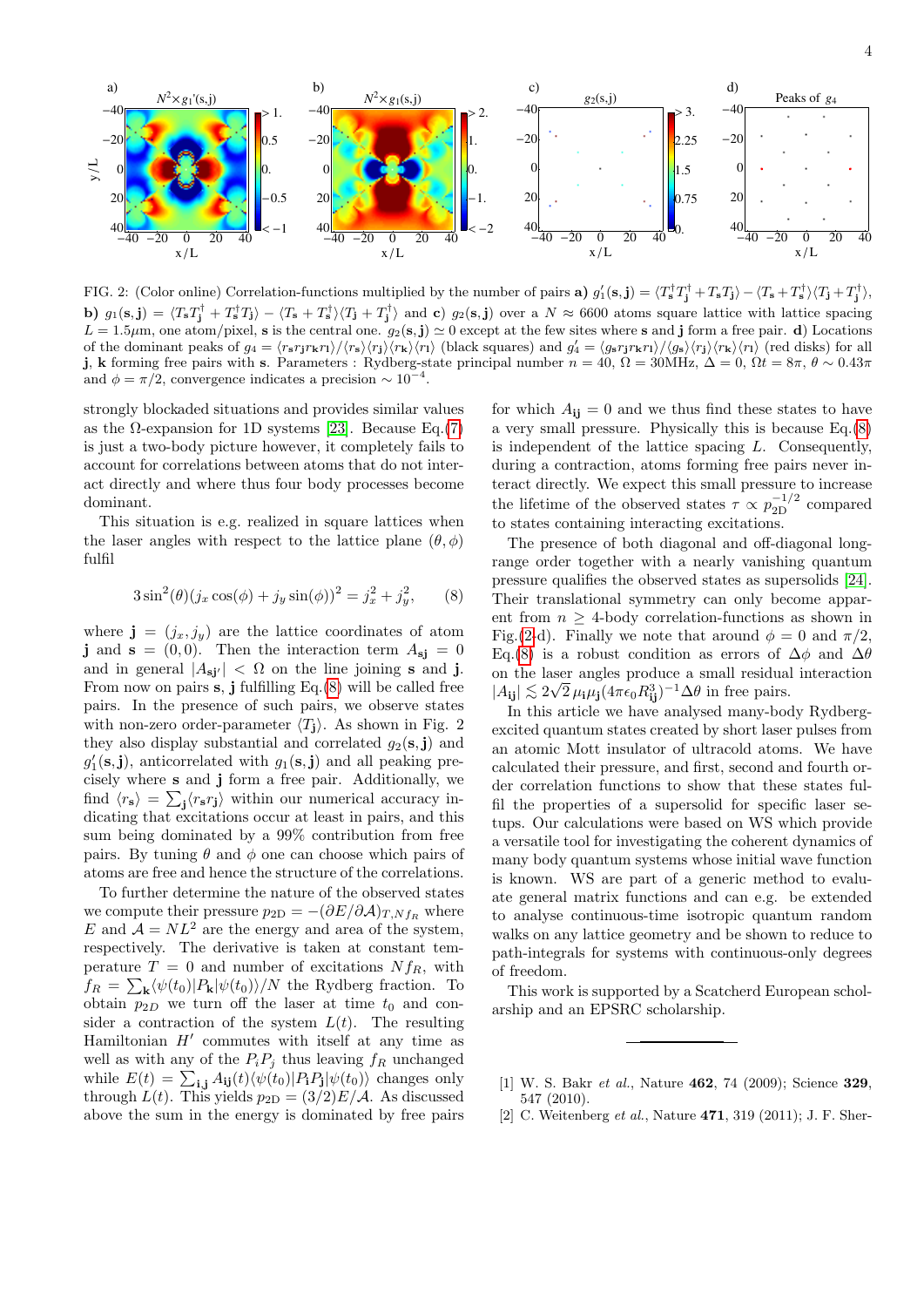FIG. 2: (Color online) Correlation-functions multiplied by the number of pairs **a)** $g_1'(\mathbf{s},\mathbf{j}) = \langle T_\mathbf{s}^\dagger T_\mathbf{j}^\dagger + T_\mathbf{s} T_\mathbf{j}\rangle - \langle T_\mathbf{s} + T_\mathbf{s}^\dagger\rangle\langle T_\mathbf{j} + T_\mathbf{j}^\dagger\rangle$, **b)** $g_1(\mathbf{s},\mathbf{j}) = \langle T_\mathbf{s} T_\mathbf{j}^\dagger + T_\mathbf{s}^\dagger T_\mathbf{j}\rangle - \langle T_\mathbf{s} + T_\mathbf{s}^\dagger\rangle\langle T_\mathbf{j} + T_\mathbf{j}^\dagger\rangle$ and **c)** $g_2(\mathbf{s},\mathbf{j})$ over a $N \approx 6600$ atoms square lattice with lattice spacing $L = 1.5\mu$m, one atom/pixel, $\mathbf{s}$ is the central one. $g_2(\mathbf{s},\mathbf{j}) \simeq 0$ except at the few sites where $\mathbf{s}$ and $\mathbf{j}$ form a free pair. **d)** Locations of the dominant peaks of $g_4 = \langle r_\mathbf{s} r_\mathbf{j} r_\mathbf{k} r_\mathbf{l}\rangle / \langle r_\mathbf{s}\rangle\langle r_\mathbf{j}\rangle\langle r_\mathbf{k}\rangle\langle r_\mathbf{l}\rangle$ (black squares) and $g_4' = \langle g_\mathbf{s} r_\mathbf{j} r_\mathbf{k} r_\mathbf{l}\rangle / \langle g_\mathbf{s}\rangle\langle r_\mathbf{j}\rangle\langle r_\mathbf{k}\rangle\langle r_\mathbf{l}\rangle$ (red disks) for all $\mathbf{j}$, $\mathbf{k}$ forming free pairs with $\mathbf{s}$. Parameters : Rydberg-state principal number $n = 40$, $\Omega = 30$MHz, $\Delta = 0$, $\Omega t = 8\pi$, $\theta \sim 0.43\pi$ and $\phi = \pi/2$, convergence indicates a precision $\sim 10^{-4}$.

strongly blockaded situations and provides similar values as the $\Omega$-expansion for 1D systems [23]. Because Eq.(7) is just a two-body picture however, it completely fails to account for correlations between atoms that do not interact directly and where thus four body processes become dominant.

This situation is e.g. realized in square lattices when the laser angles with respect to the lattice plane $(\theta, \phi)$ fulfil

$$3\sin^2(\theta)(j_x\cos(\phi) + j_y\sin(\phi))^2 = j_x^2 + j_y^2, \qquad (8)$$

where $\mathbf{j} = (j_x, j_y)$ are the lattice coordinates of atom $\mathbf{j}$ and $\mathbf{s} = (0,0)$. Then the interaction term $A_{\mathbf{sj}} = 0$ and in general $|A_{\mathbf{sj}'}| < \Omega$ on the line joining $\mathbf{s}$ and $\mathbf{j}$. From now on pairs $\mathbf{s}$, $\mathbf{j}$ fulfilling Eq.(8) will be called free pairs. In the presence of such pairs, we observe states with non-zero order-parameter $\langle T_\mathbf{j}\rangle$. As shown in Fig. 2 they also display substantial and correlated $g_2(\mathbf{s},\mathbf{j})$ and $g_1'(\mathbf{s},\mathbf{j})$, anticorrelated with $g_1(\mathbf{s},\mathbf{j})$ and all peaking precisely where $\mathbf{s}$ and $\mathbf{j}$ form a free pair. Additionally, we find $\langle r_\mathbf{s}\rangle = \sum_\mathbf{j}\langle r_\mathbf{s} r_\mathbf{j}\rangle$ within our numerical accuracy indicating that excitations occur at least in pairs, and this sum being dominated by a 99% contribution from free pairs. By tuning $\theta$ and $\phi$ one can choose which pairs of atoms are free and hence the structure of the correlations.

To further determine the nature of the observed states we compute their pressure $p_{2\text{D}} = -(\partial E/\partial\mathcal{A})_{T,Nf_R}$ where $E$ and $\mathcal{A} = NL^2$ are the energy and area of the system, respectively. The derivative is taken at constant temperature $T = 0$ and number of excitations $Nf_R$, with $f_R = \sum_\mathbf{k}\langle\psi(t_0)|P_\mathbf{k}|\psi(t_0)\rangle/N$ the Rydberg fraction. To obtain $p_{2D}$ we turn off the laser at $t_0$ and consider a contraction of the system $L(t)$. The resulting Hamiltonian $H'$ commutes with itself at any time as well as with any of the $P_i P_j$ thus leaving $f_R$ unchanged while $E(t) = \sum_{\mathbf{i},\mathbf{j}} A_{\mathbf{ij}}(t)\langle\psi(t_0)|P_\mathbf{i} P_\mathbf{j}|\psi(t_0)\rangle$ changes only through $L(t)$. This yields $p_{2\text{D}} = (3/2)E/\mathcal{A}$. As discussed above the sum in the energy is dominated by free pairs for which $A_{\mathbf{ij}} = 0$ and we thus find these states to have a very small pressure. Physically this is because Eq.(8) is independent of the lattice spacing $L$. Consequently, during a contraction, atoms forming free pairs never interact directly. We expect this small pressure to increase the lifetime of the observed states $\tau \propto p_{2\text{D}}^{-1/2}$ compared to states containing interacting excitations.

The presence of both diagonal and off-diagonal long-range order together with a nearly vanishing quantum pressure qualifies the observed states as supersolids [24]. Their translational symmetry can only become apparent from $n \geq 4$-body correlation-functions as shown in Fig.(2-d). Finally we note that around $\phi = 0$ and $\pi/2$, Eq.(8) is a robust condition as errors of $\Delta\phi$ and $\Delta\theta$ on the laser angles produce a small residual interaction $|A_{\mathbf{ij}}| \lesssim 2\sqrt{2}\,\mu_\mathbf{i}\mu_\mathbf{j}(4\pi\epsilon_0 R_{\mathbf{ij}}^3)^{-1}\Delta\theta$ in free pairs.

In this article we have analysed many-body Rydberg-excited quantum states created by short laser pulses from an atomic Mott insulator of ultracold atoms. We have calculated their pressure, and first, second and fourth order correlation functions to show that these states fulfil the properties of a supersolid for specific laser setups. Our calculations were based on WS which provide a versatile tool for investigating the coherent dynamics of many body quantum systems whose initial wave function is known. WS are part of a generic method to evaluate general matrix functions and can e.g. be extended to analyse continuous-time isotropic quantum random walks on any lattice geometry and be shown to reduce to path-integrals for systems with continuous-only degrees of freedom.

This work is supported by a Scatcherd European scholarship and an EPSRC scholarship.

---

[1] W. S. Bakr *et al.*, Nature **462**, 74 (2009); Science **329**, 547 (2010).

[2] C. Weitenberg *et al.*, Nature **471**, 319 (2011); J. F. Sher-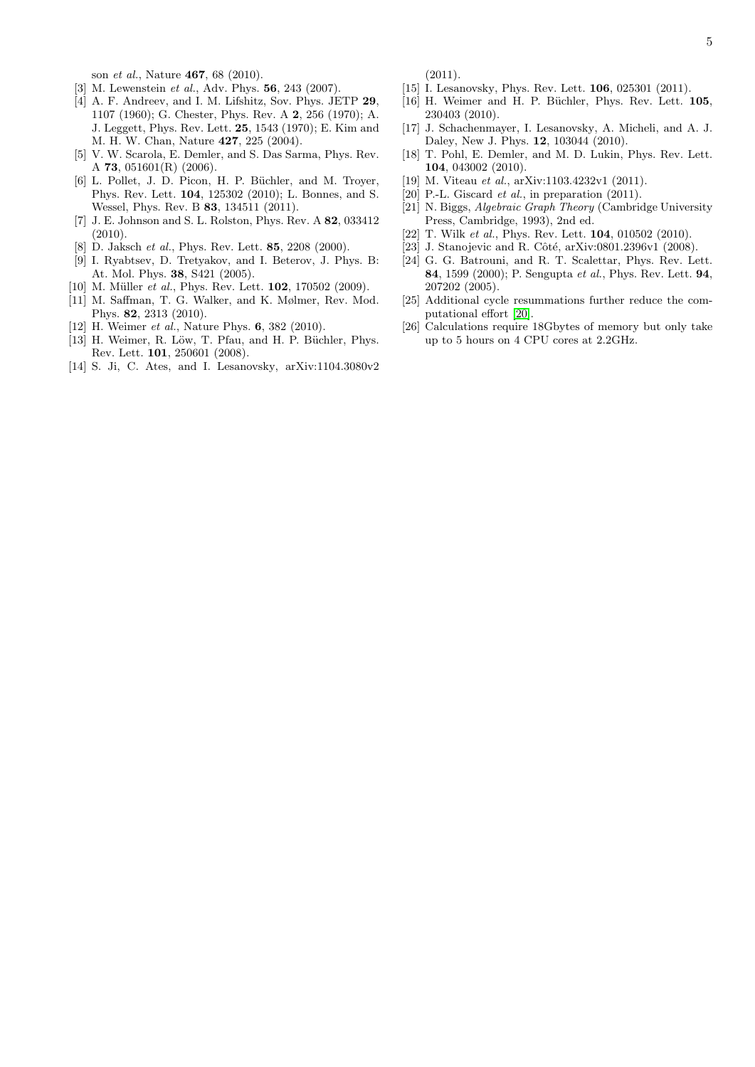son *et al.*, Nature **467**, 68 (2010).

[3] M. Lewenstein *et al.*, Adv. Phys. **56**, 243 (2007).

[4] A. F. Andreev, and I. M. Lifshitz, Sov. Phys. JETP **29**, 1107 (1960); G. Chester, Phys. Rev. A **2**, 256 (1970); A. J. Leggett, Phys. Rev. Lett. **25**, 1543 (1970); E. Kim and M. H. W. Chan, Nature **427**, 225 (2004).

[5] V. W. Scarola, E. Demler, and S. Das Sarma, Phys. Rev. A **73**, 051601(R) (2006).

[6] L. Pollet, J. D. Picon, H. P. Büchler, and M. Troyer, Phys. Rev. Lett. **104**, 125302 (2010); L. Bonnes, and S. Wessel, Phys. Rev. B **83**, 134511 (2011).

[7] J. E. Johnson and S. L. Rolston, Phys. Rev. A **82**, 033412 (2010).

[8] D. Jaksch *et al.*, Phys. Rev. Lett. **85**, 2208 (2000).

[9] I. Ryabtsev, D. Tretyakov, and I. Beterov, J. Phys. B: At. Mol. Phys. **38**, S421 (2005).

[10] M. Müller *et al.*, Phys. Rev. Lett. **102**, 170502 (2009).

[11] M. Saffman, T. G. Walker, and K. Mølmer, Rev. Mod. Phys. **82**, 2313 (2010).

[12] H. Weimer *et al.*, Nature Phys. **6**, 382 (2010).

[13] H. Weimer, R. Löw, T. Pfau, and H. P. Büchler, Phys. Rev. Lett. **101**, 250601 (2008).

[14] S. Ji, C. Ates, and I. Lesanovsky, arXiv:1104.3080v2 (2011).

[15] I. Lesanovsky, Phys. Rev. Lett. **106**, 025301 (2011).

[16] H. Weimer and H. P. Büchler, Phys. Rev. Lett. **105**, 230403 (2010).

[17] J. Schachenmayer, I. Lesanovsky, A. Micheli, and A. J. Daley, New J. Phys. **12**, 103044 (2010).

[18] T. Pohl, E. Demler, and M. D. Lukin, Phys. Rev. Lett. **104**, 043002 (2010).

[19] M. Viteau *et al.*, arXiv:1103.4232v1 (2011).

[20] P.-L. Giscard *et al.*, in preparation (2011).

[21] N. Biggs, *Algebraic Graph Theory* (Cambridge University Press, Cambridge, 1993), 2nd ed.

[22] T. Wilk *et al.*, Phys. Rev. Lett. **104**, 010502 (2010).

[23] J. Stanojevic and R. Côté, arXiv:0801.2396v1 (2008).

[24] G. G. Batrouni, and R. T. Scalettar, Phys. Rev. Lett. **84**, 1599 (2000); P. Sengupta *et al.*, Phys. Rev. Lett. **94**, 207202 (2005).

[25] Additional cycle resummations further reduce the computational effort [20].

[26] Calculations require 18Gbytes of memory but only take up to 5 hours on 4 CPU cores at 2.2GHz.